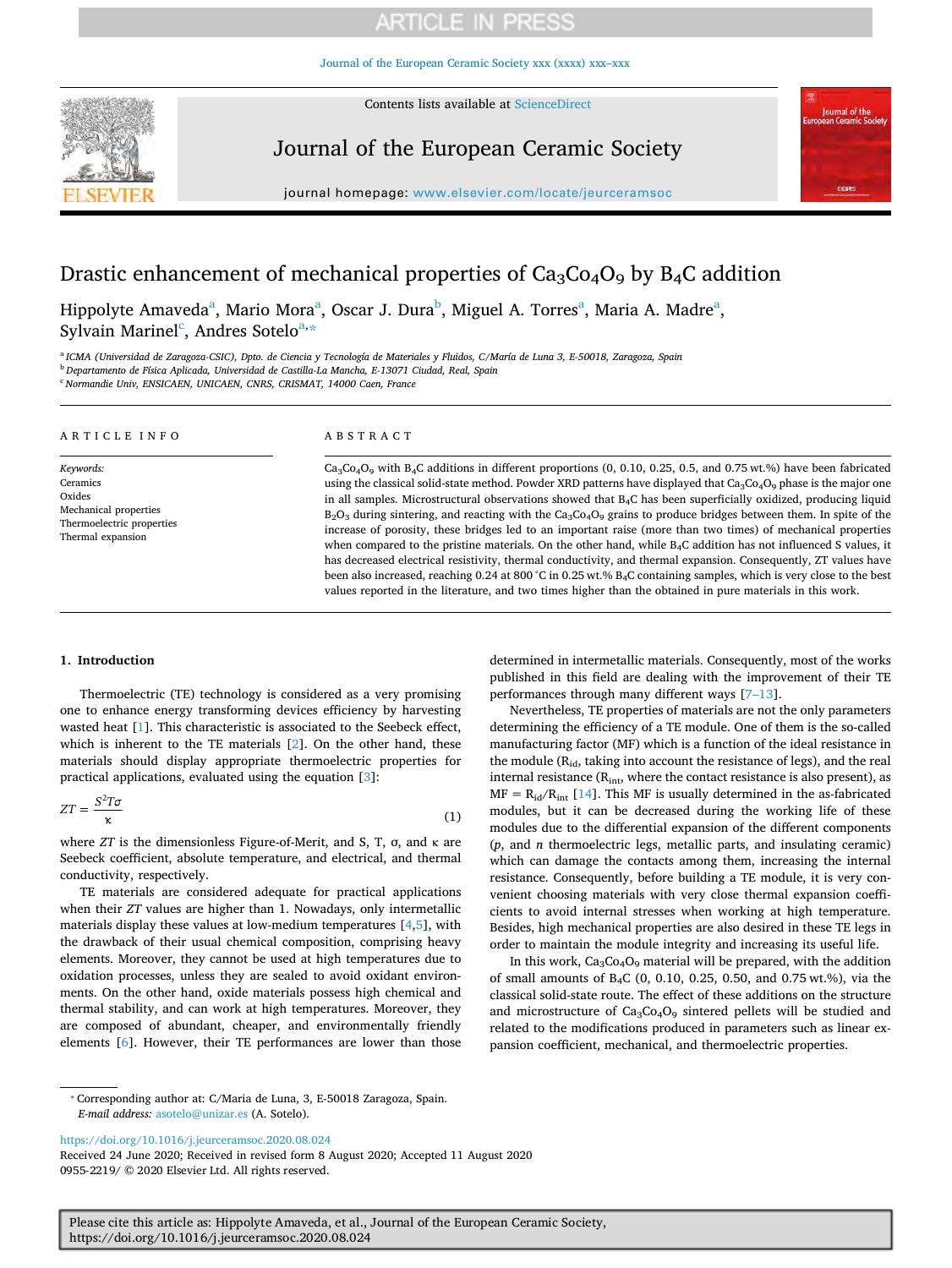# Drastic enhancement of mechanical properties of $Ca_3Co_4O_9$ by $B_4C$ addition

Hippolyte Amaveda[a], Mario Mora[a], Oscar J. Dura[b], Miguel A. Torres[a], Maria A. Madre[a], Sylvain Marinel[c], Andres Sotelo[a,*]

[a] ICMA (Universidad de Zaragoza-CSIC), Dpto. de Ciencia y Tecnología de Materiales y Fluidos, C/María de Luna 3, E-50018, Zaragoza, Spain

[b] Departamento de Física Aplicada, Universidad de Castilla-La Mancha, E-13071 Ciudad, Real, Spain

[c] Normandie Univ, ENSICAEN, UNICAEN, CNRS, CRISMAT, 14000 Caen, France

## ARTICLE INFO

*Keywords:*
Ceramics
Oxides
Mechanical properties
Thermoelectric properties
Thermal expansion

## ABSTRACT

$Ca_3Co_4O_9$ with $B_4C$ additions in different proportions (0, 0.10, 0.25, 0.5, and 0.75 wt.%) have been fabricated using the classical solid-state method. Powder XRD patterns have displayed that $Ca_3Co_4O_9$ phase is the major one in all samples. Microstructural observations showed that $B_4C$ has been superficially oxidized, producing liquid $B_2O_3$ during sintering, and reacting with the $Ca_3Co_4O_9$ grains to produce bridges between them. In spite of the increase of porosity, these bridges led to an important raise (more than two times) of mechanical properties when compared to the pristine materials. On the other hand, while $B_4C$ addition has not influenced S values, it has decreased electrical resistivity, thermal conductivity, and thermal expansion. Consequently, ZT values have been also increased, reaching 0.24 at 800 °C in 0.25 wt.% $B_4C$ containing samples, which is very close to the best values reported in the literature, and two times higher than the obtained in pure materials in this work.

## 1. Introduction

Thermoelectric (TE) technology is considered as a very promising one to enhance energy transforming devices efficiency by harvesting wasted heat [1]. This characteristic is associated to the Seebeck effect, which is inherent to the TE materials [2]. On the other hand, these materials should display appropriate thermoelectric properties for practical applications, evaluated using the equation [3]:

$$ZT = \frac{S^2 T \sigma}{\kappa} \tag{1}$$

where *ZT* is the dimensionless Figure-of-Merit, and S, T, σ, and κ are Seebeck coefficient, absolute temperature, and electrical, and thermal conductivity, respectively.

TE materials are considered adequate for practical applications when their *ZT* values are higher than 1. Nowadays, only intermetallic materials display these values at low-medium temperatures [4,5], with the drawback of their usual chemical composition, comprising heavy elements. Moreover, they cannot be used at high temperatures due to oxidation processes, unless they are sealed to avoid oxidant environments. On the other hand, oxide materials possess high chemical and thermal stability, and can work at high temperatures. Moreover, they are composed of abundant, cheaper, and environmentally friendly elements [6]. However, their TE performances are lower than those determined in intermetallic materials. Consequently, most of the works published in this field are dealing with the improvement of their TE performances through many different ways [7–13].

Nevertheless, TE properties of materials are not the only parameters determining the efficiency of a TE module. One of them is the so-called manufacturing factor (MF) which is a function of the ideal resistance in the module ($R_{id}$, taking into account the resistance of legs), and the real internal resistance ($R_{int}$, where the contact resistance is also present), as $MF = R_{id}/R_{int}$ [14]. This MF is usually determined in the as-fabricated modules, but it can be decreased during the working life of these modules due to the differential expansion of the different components (*p*, and *n* thermoelectric legs, metallic parts, and insulating ceramic) which can damage the contacts among them, increasing the internal resistance. Consequently, before building a TE module, it is very convenient choosing materials with very close thermal expansion coefficients to avoid internal stresses when working at high temperature. Besides, high mechanical properties are also desired in these TE legs in order to maintain the module integrity and increasing its useful life.

In this work, $Ca_3Co_4O_9$ material will be prepared, with the addition of small amounts of $B_4C$ (0, 0.10, 0.25, 0.50, and 0.75 wt.%), via the classical solid-state route. The effect of these additions on the structure and microstructure of $Ca_3Co_4O_9$ sintered pellets will be studied and related to the modifications produced in parameters such as linear expansion coefficient, mechanical, and thermoelectric properties.

* Corresponding author at: C/Maria de Luna, 3, E-50018 Zaragoza, Spain.
*E-mail address:* asotelo@unizar.es (A. Sotelo).

https://doi.org/10.1016/j.jeurceramsoc.2020.08.024
Received 24 June 2020; Received in revised form 8 August 2020; Accepted 11 August 2020
0955-2219/ © 2020 Elsevier Ltd. All rights reserved.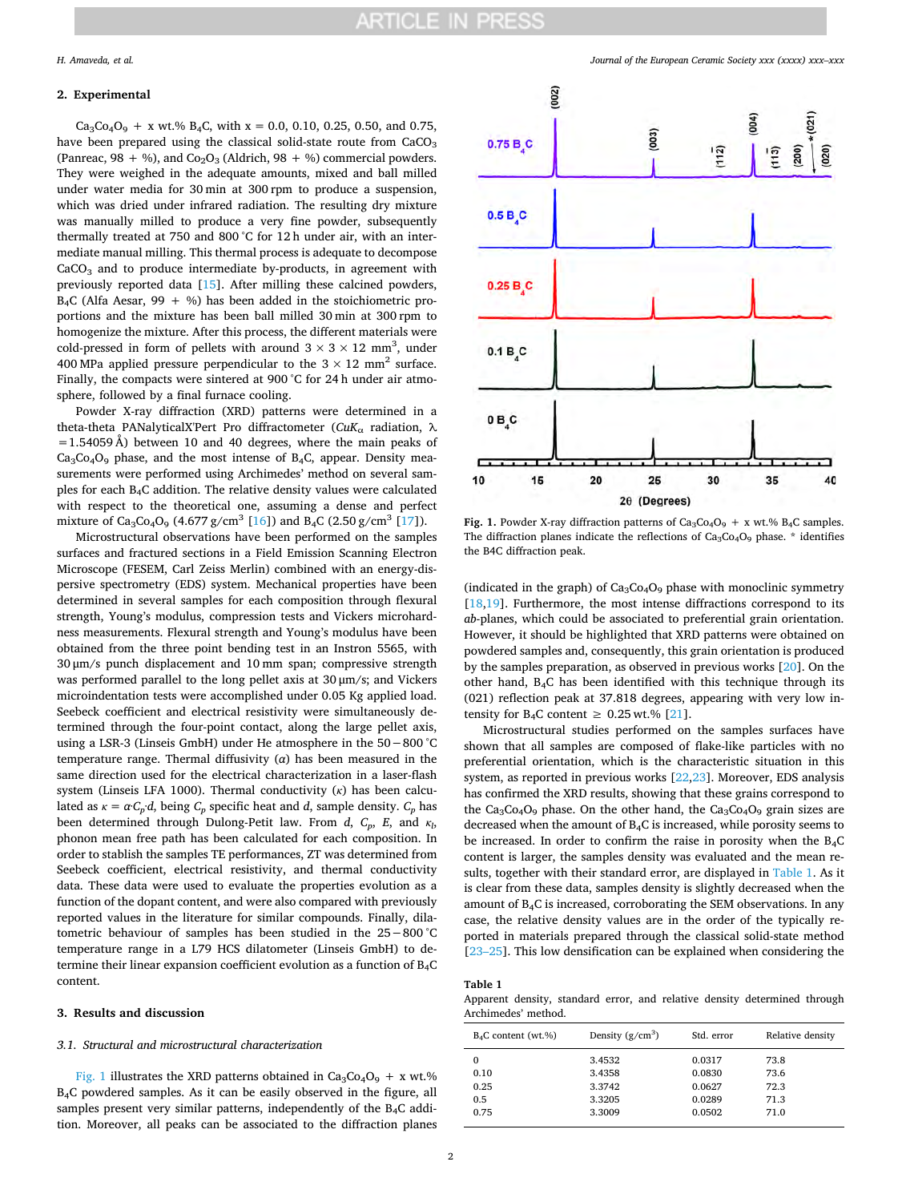## 2. Experimental

$Ca_3Co_4O_9$ + x wt.% $B_4C$, with x = 0.0, 0.10, 0.25, 0.50, and 0.75, have been prepared using the classical solid-state route from $CaCO_3$ (Panreac, 98 + %), and $Co_2O_3$ (Aldrich, 98 + %) commercial powders. They were weighed in the adequate amounts, mixed and ball milled under water media for 30 min at 300 rpm to produce a suspension, which was dried under infrared radiation. The resulting dry mixture was manually milled to produce a very fine powder, subsequently thermally treated at 750 and 800 °C for 12 h under air, with an intermediate manual milling. This thermal process is adequate to decompose $CaCO_3$ and to produce intermediate by-products, in agreement with previously reported data [15]. After milling these calcined powders, $B_4C$ (Alfa Aesar, 99 + %) has been added in the stoichiometric proportions and the mixture has been ball milled 30 min at 300 rpm to homogenize the mixture. After this process, the different materials were cold-pressed in form of pellets with around 3 × 3 × 12 $mm^3$, under 400 MPa applied pressure perpendicular to the 3 × 12 $mm^2$ surface. Finally, the compacts were sintered at 900 °C for 24 h under air atmosphere, followed by a final furnace cooling.

Powder X-ray diffraction (XRD) patterns were determined in a theta-theta PANalyticalX'Pert Pro diffractometer ($CuK_\alpha$ radiation, $\lambda$ =1.54059 Å) between 10 and 40 degrees, where the main peaks of $Ca_3Co_4O_9$ phase, and the most intense of $B_4C$, appear. Density measurements were performed using Archimedes' method on several samples for each $B_4C$ addition. The relative density values were calculated with respect to the theoretical one, assuming a dense and perfect mixture of $Ca_3Co_4O_9$ (4.677 g/cm$^3$ [16]) and $B_4C$ (2.50 g/cm$^3$ [17]).

Microstructural observations have been performed on the samples surfaces and fractured sections in a Field Emission Scanning Electron Microscope (FESEM, Carl Zeiss Merlin) combined with an energy-dispersive spectrometry (EDS) system. Mechanical properties have been determined in several samples for each composition through flexural strength, Young's modulus, compression tests and Vickers microhardness measurements. Flexural strength and Young's modulus have been obtained from the three point bending test in an Instron 5565, with 30 μm/s punch displacement and 10 mm span; compressive strength was performed parallel to the long pellet axis at 30 μm/s; and Vickers microindentation tests were accomplished under 0.05 Kg applied load. Seebeck coefficient and electrical resistivity were simultaneously determined through the four-point contact, along the large pellet axis, using a LSR-3 (Linseis GmbH) under He atmosphere in the 50 − 800 °C temperature range. Thermal diffusivity ($\alpha$) has been measured in the same direction used for the electrical characterization in a laser-flash system (Linseis LFA 1000). Thermal conductivity ($\kappa$) has been calculated as $\kappa = \alpha \cdot C_p \cdot d$, being $C_p$ specific heat and $d$, sample density. $C_p$ has been determined through Dulong-Petit law. From $d$, $C_p$, $E$, and $\kappa_l$, phonon mean free path has been calculated for each composition. In order to stablish the samples TE performances, ZT was determined from Seebeck coefficient, electrical resistivity, and thermal conductivity data. These data were used to evaluate the properties evolution as a function of the dopant content, and were also compared with previously reported values in the literature for similar compounds. Finally, dilatometric behaviour of samples has been studied in the 25 − 800 °C temperature range in a L79 HCS dilatometer (Linseis GmbH) to determine their linear expansion coefficient evolution as a function of $B_4C$ content.

## 3. Results and discussion

### 3.1. Structural and microstructural characterization

Fig. 1 illustrates the XRD patterns obtained in $Ca_3Co_4O_9$ + x wt.% $B_4C$ powdered samples. As it can be easily observed in the figure, all samples present very similar patterns, independently of the $B_4C$ addition. Moreover, all peaks can be associated to the diffraction planes (indicated in the graph) of $Ca_3Co_4O_9$ phase with monoclinic symmetry [18,19]. Furthermore, the most intense diffractions correspond to its *ab*-planes, which could be associated to preferential grain orientation. However, it should be highlighted that XRD patterns were obtained on powdered samples and, consequently, this grain orientation is produced by the samples preparation, as observed in previous works [20]. On the other hand, $B_4C$ has been identified with this technique through its (021) reflection peak at 37.818 degrees, appearing with very low intensity for $B_4C$ content ≥ 0.25 wt.% [21].

Fig. 1. Powder X-ray diffraction patterns of $Ca_3Co_4O_9$ + x wt.% $B_4C$ samples. The diffraction planes indicate the reflections of $Ca_3Co_4O_9$ phase. * identifies the B4C diffraction peak.

Microstructural studies performed on the samples surfaces have shown that all samples are composed of flake-like particles with no preferential orientation, which is the characteristic situation in this system, as reported in previous works [22,23]. Moreover, EDS analysis has confirmed the XRD results, showing that these grains correspond to the $Ca_3Co_4O_9$ phase. On the other hand, the $Ca_3Co_4O_9$ grain sizes are decreased when the amount of $B_4C$ is increased, while porosity seems to be increased. In order to confirm the raise in porosity when the $B_4C$ content is larger, the samples density was evaluated and the mean results, together with their standard error, are displayed in Table 1. As it is clear from these data, samples density is slightly decreased when the amount of $B_4C$ is increased, corroborating the SEM observations. In any case, the relative density values are in the order of the typically reported in materials prepared through the classical solid-state method [23–25]. This low densification can be explained when considering the

**Table 1**
Apparent density, standard error, and relative density determined through Archimedes' method.

| $B_4C$ content (wt.%) | Density (g/cm$^3$) | Std. error | Relative density |
|---|---|---|---|
| 0 | 3.4532 | 0.0317 | 73.8 |
| 0.10 | 3.4358 | 0.0830 | 73.6 |
| 0.25 | 3.3742 | 0.0627 | 72.3 |
| 0.5 | 3.3205 | 0.0289 | 71.3 |
| 0.75 | 3.3009 | 0.0502 | 71.0 |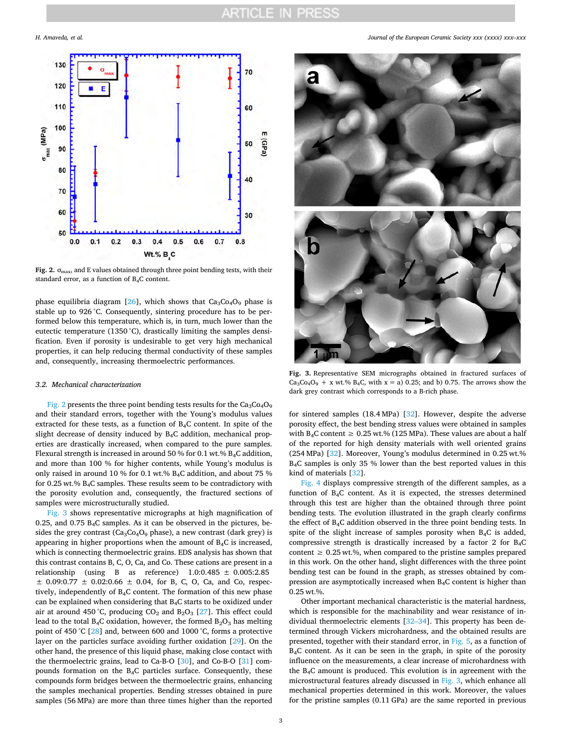**Fig. 2.** $\sigma_{max}$, and E values obtained through three point bending tests, with their standard error, as a function of $B_4C$ content.

phase equilibria diagram [26], which shows that $Ca_3Co_4O_9$ phase is stable up to 926 °C. Consequently, sintering procedure has to be performed below this temperature, which is, in turn, much lower than the eutectic temperature (1350 °C), drastically limiting the samples densification. Even if porosity is undesirable to get very high mechanical properties, it can help reducing thermal conductivity of these samples and, consequently, increasing thermoelectric performances.

### 3.2. Mechanical characterization

Fig. 2 presents the three point bending tests results for the $Ca_3Co_4O_9$ and their standard errors, together with the Young's modulus values extracted for these tests, as a function of $B_4C$ content. In spite of the slight decrease of density induced by $B_4C$ addition, mechanical properties are drastically increased, when compared to the pure samples. Flexural strength is increased in around 50 % for 0.1 wt.% $B_4C$ addition, and more than 100 % for higher contents, while Young's modulus is only raised in around 10 % for 0.1 wt.% $B_4C$ addition, and about 75 % for 0.25 wt.% $B_4C$ samples. These results seem to be contradictory with the porosity evolution and, consequently, the fractured sections of samples were microstructurally studied.

Fig. 3 shows representative micrographs at high magnification of 0.25, and 0.75 $B_4C$ samples. As it can be observed in the pictures, besides the grey contrast ($Ca_3Co_4O_9$ phase), a new contrast (dark grey) is appearing in higher proportions when the amount of $B_4C$ is increased, which is connecting thermoelectric grains. EDS analysis has shown that this contrast contains B, C, O, Ca, and Co. These cations are present in a relationship (using B as reference) 1.0:0.485 ± 0.005:2.85 ± 0.09:0.77 ± 0.02:0.66 ± 0.04, for B, C, O, Ca, and Co, respectively, independently of $B_4C$ content. The formation of this new phase can be explained when considering that $B_4C$ starts to be oxidized under air at around 450 °C, producing $CO_2$ and $B_2O_3$ [27]. This effect could lead to the total $B_4C$ oxidation, however, the formed $B_2O_3$ has melting point of 450 °C [28] and, between 600 and 1000 °C, forms a protective layer on the particles surface avoiding further oxidation [29]. On the other hand, the presence of this liquid phase, making close contact with the thermoelectric grains, lead to Ca-B-O [30], and Co-B-O [31] compounds formation on the $B_4C$ particles surface. Consequently, these compounds form bridges between the thermoelectric grains, enhancing the samples mechanical properties. Bending stresses obtained in pure samples (56 MPa) are more than three times higher than the reported for sintered samples (18.4 MPa) [32]. However, despite the adverse porosity effect, the best bending stress values were obtained in samples with $B_4C$ content ≥ 0.25 wt.% (125 MPa). These values are about a half of the reported for high density materials with well oriented grains (254 MPa) [32]. Moreover, Young's modulus determined in 0.25 wt.% $B_4C$ samples is only 35 % lower than the best reported values in this kind of materials [32].

**Fig. 3.** Representative SEM micrographs obtained in fractured surfaces of $Ca_3Co_4O_9$ + x wt.% $B_4C$, with x = a) 0.25; and b) 0.75. The arrows show the dark grey contrast which corresponds to a B-rich phase.

Fig. 4 displays compressive strength of the different samples, as a function of $B_4C$ content. As it is expected, the stresses determined through this test are higher than the obtained through three point bending tests. The evolution illustrated in the graph clearly confirms the effect of $B_4C$ addition observed in the three point bending tests. In spite of the slight increase of samples porosity when $B_4C$ is added, compressive strength is drastically increased by a factor 2 for $B_4C$ content ≥ 0.25 wt.%, when compared to the pristine samples prepared in this work. On the other hand, slight differences with the three point bending test can be found in the graph, as stresses obtained by compression are asymptotically increased when $B_4C$ content is higher than 0.25 wt.%.

Other important mechanical characteristic is the material hardness, which is responsible for the machinability and wear resistance of individual thermoelectric elements [32–34]. This property has been determined through Vickers microhardness, and the obtained results are presented, together with their standard error, in Fig. 5, as a function of $B_4C$ content. As it can be seen in the graph, in spite of the porosity influence on the measurements, a clear increase of microhardness with the $B_4C$ amount is produced. This evolution is in agreement with the microstructural features already discussed in Fig. 3, which enhance all mechanical properties determined in this work. Moreover, the values for the pristine samples (0.11 GPa) are the same reported in previous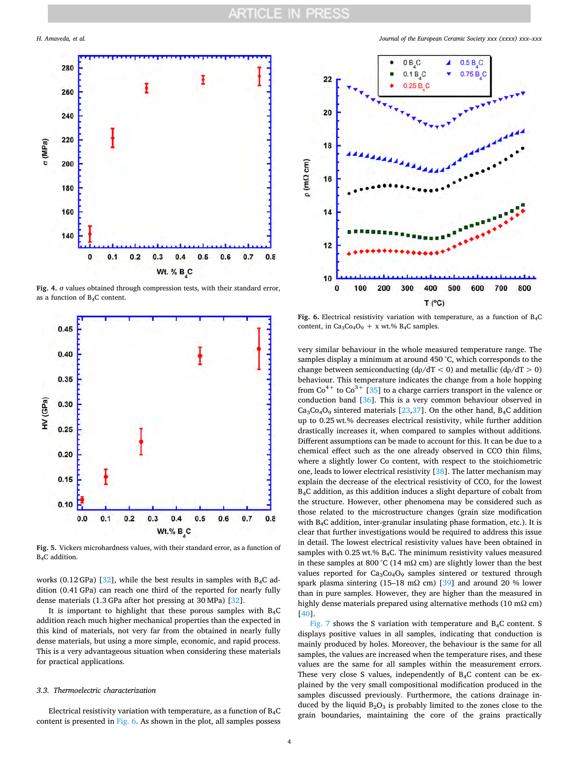Fig. 4. σ values obtained through compression tests, with their standard error, as a function of $B_4C$ content.

Fig. 5. Vickers microhardness values, with their standard error, as a function of $B_4C$ addition.

works (0.12 GPa) [32], while the best results in samples with $B_4C$ addition (0.41 GPa) can reach one third of the reported for nearly fully dense materials (1.3 GPa after hot pressing at 30 MPa) [32].

It is important to highlight that these porous samples with $B_4C$ addition reach much higher mechanical properties than the expected in this kind of materials, not very far from the obtained in nearly fully dense materials, but using a more simple, economic, and rapid process. This is a very advantageous situation when considering these materials for practical applications.

### 3.3. Thermoelectric characterization

Electrical resistivity variation with temperature, as a function of $B_4C$ content is presented in Fig. 6. As shown in the plot, all samples possess very similar behaviour in the whole measured temperature range. The samples display a minimum at around 450 °C, which corresponds to the change between semiconducting ($d\rho/dT < 0$) and metallic ($d\rho/dT > 0$) behaviour. This temperature indicates the change from a hole hopping from $Co^{4+}$ to $Co^{3+}$ [35] to a charge carriers transport in the valence or conduction band [36]. This is a very common behaviour observed in $Ca_3Co_4O_9$ sintered materials [23,37]. On the other hand, $B_4C$ addition up to 0.25 wt.% decreases electrical resistivity, while further addition drastically increases it, when compared to samples without additions. Different assumptions can be made to account for this. It can be due to a chemical effect such as the one already observed in CCO thin films, where a slightly lower Co content, with respect to the stoichiometric one, leads to lower electrical resistivity [38]. The latter mechanism may explain the decrease of the electrical resistivity of CCO, for the lowest $B_4C$ addition, as this addition induces a slight departure of cobalt from the structure. However, other phenomena may be considered such as those related to the microstructure changes (grain size modification with $B_4C$ addition, inter-granular insulating phase formation, etc.). It is clear that further investigations would be required to address this issue in detail. The lowest electrical resistivity values have been obtained in samples with 0.25 wt.% $B_4C$. The minimum resistivity values measured in these samples at 800 °C (14 mΩ cm) are slightly lower than the best values reported for $Ca_3Co_4O_9$ samples sintered or textured through spark plasma sintering (15–18 mΩ cm) [39] and around 20 % lower than in pure samples. However, they are higher than the measured in highly dense materials prepared using alternative methods (10 mΩ cm) [40].

Fig. 6. Electrical resistivity variation with temperature, as a function of $B_4C$ content, in $Ca_3Co_4O_9$ + x wt.% $B_4C$ samples.

Fig. 7 shows the S variation with temperature and $B_4C$ content. S displays positive values in all samples, indicating that conduction is mainly produced by holes. Moreover, the behaviour is the same for all samples, the values are increased when the temperature rises, and these values are the same for all samples within the measurement errors. These very close S values, independently of $B_4C$ content can be explained by the very small compositional modification produced in the samples discussed previously. Furthermore, the cations drainage induced by the liquid $B_2O_3$ is probably limited to the zones close to the grain boundaries, maintaining the core of the grains practically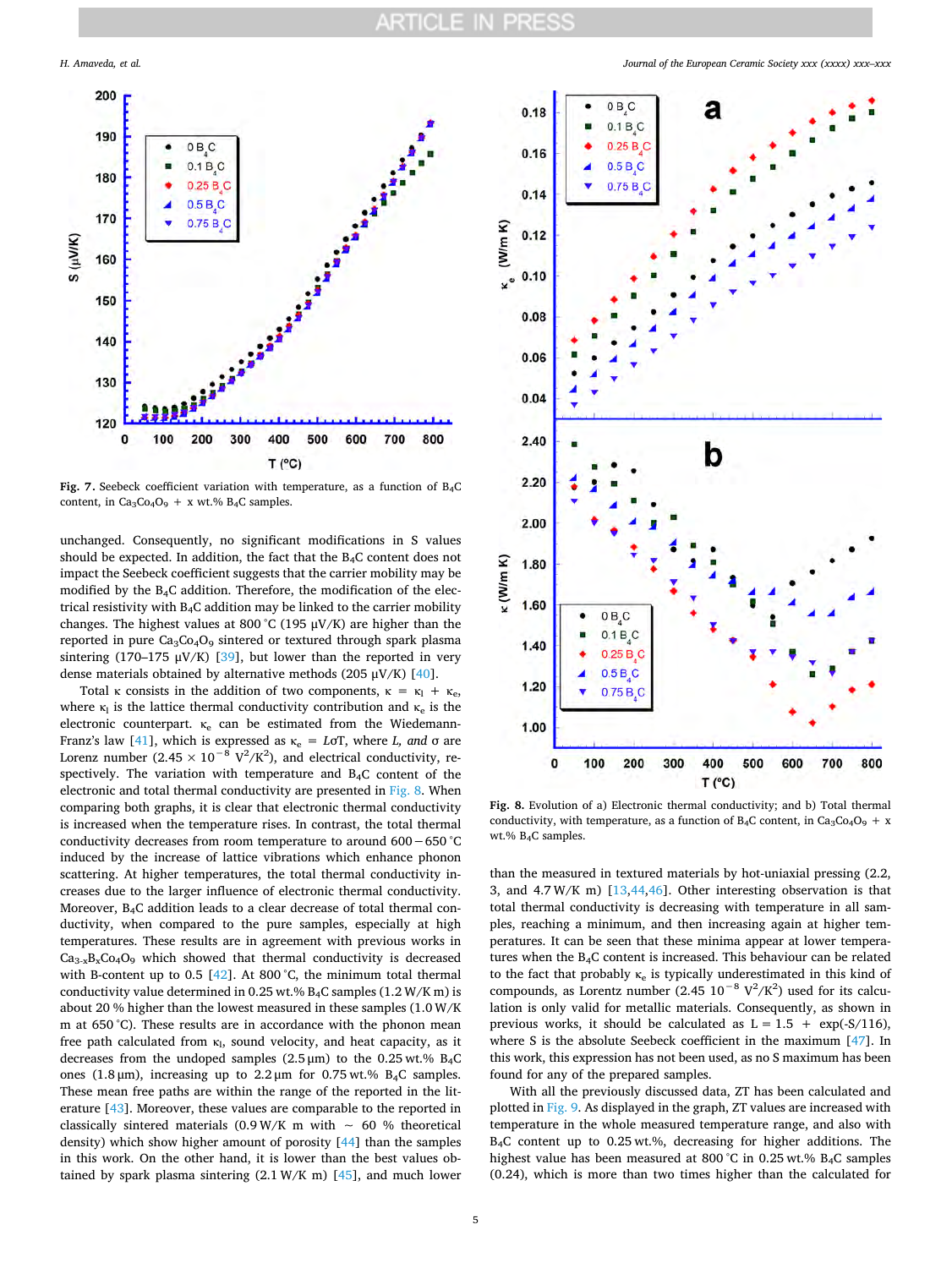Fig. 7. Seebeck coefficient variation with temperature, as a function of $B_4C$ content, in $Ca_3Co_4O_9$ + x wt.% $B_4C$ samples.

unchanged. Consequently, no significant modifications in S values should be expected. In addition, the fact that the $B_4C$ content does not impact the Seebeck coefficient suggests that the carrier mobility may be modified by the $B_4C$ addition. Therefore, the modification of the electrical resistivity with $B_4C$ addition may be linked to the carrier mobility changes. The highest values at 800 °C (195 μV/K) are higher than the reported in pure $Ca_3Co_4O_9$ sintered or textured through spark plasma sintering (170–175 μV/K) [39], but lower than the reported in very dense materials obtained by alternative methods (205 μV/K) [40].

Total κ consists in the addition of two components, $\kappa = \kappa_l + \kappa_e$, where $\kappa_l$ is the lattice thermal conductivity contribution and $\kappa_e$ is the electronic counterpart. $\kappa_e$ can be estimated from the Wiedemann-Franz's law [41], which is expressed as $\kappa_e = L\sigma T$, where *L, and* σ are Lorenz number ($2.45 \times 10^{-8}$ $V^2/K^2$), and electrical conductivity, respectively. The variation with temperature and $B_4C$ content of the electronic and total thermal conductivity are presented in Fig. 8. When comparing both graphs, it is clear that electronic thermal conductivity is increased when the temperature rises. In contrast, the total thermal conductivity decreases from room temperature to around 600 – 650 °C induced by the increase of lattice vibrations which enhance phonon scattering. At higher temperatures, the total thermal conductivity increases due to the larger influence of electronic thermal conductivity. Moreover, $B_4C$ addition leads to a clear decrease of total thermal conductivity, when compared to the pure samples, especially at high temperatures. These results are in agreement with previous works in $Ca_{3-x}B_xCo_4O_9$ which showed that thermal conductivity is decreased with B-content up to 0.5 [42]. At 800 °C, the minimum total thermal conductivity value determined in 0.25 wt.% $B_4C$ samples (1.2 W/K m) is about 20 % higher than the lowest measured in these samples (1.0 W/K m at 650 °C). These results are in accordance with the phonon mean free path calculated from $\kappa_l$, sound velocity, and heat capacity, as it decreases from the undoped samples (2.5 μm) to the 0.25 wt.% $B_4C$ ones (1.8 μm), increasing up to 2.2 μm for 0.75 wt.% $B_4C$ samples. These mean free paths are within the range of the reported in the literature [43]. Moreover, these values are comparable to the reported in classically sintered materials (0.9 W/K m with ∼ 60 % theoretical density) which show higher amount of porosity [44] than the samples in this work. On the other hand, it is lower than the best values obtained by spark plasma sintering (2.1 W/K m) [45], and much lower than the measured in textured materials by hot-uniaxial pressing (2.2, 3, and 4.7 W/K m) [13,44,46]. Other interesting observation is that total thermal conductivity is decreasing with temperature in all samples, reaching a minimum, and then increasing again at higher temperatures. It can be seen that these minima appear at lower temperatures when the $B_4C$ content is increased. This behaviour can be related to the fact that probably $\kappa_e$ is typically underestimated in this kind of compounds, as Lorentz number ($2.45\ 10^{-8}$ $V^2/K^2$) used for its calculation is only valid for metallic materials. Consequently, as shown in previous works, it should be calculated as $L = 1.5 + \exp(-S/116)$, where S is the absolute Seebeck coefficient in the maximum [47]. In this work, this expression has not been used, as no S maximum has been found for any of the prepared samples.

Fig. 8. Evolution of a) Electronic thermal conductivity; and b) Total thermal conductivity, with temperature, as a function of $B_4C$ content, in $Ca_3Co_4O_9$ + x wt.% $B_4C$ samples.

With all the previously discussed data, ZT has been calculated and plotted in Fig. 9. As displayed in the graph, ZT values are increased with temperature in the whole measured temperature range, and also with $B_4C$ content up to 0.25 wt.%, decreasing for higher additions. The highest value has been measured at 800 °C in 0.25 wt.% $B_4C$ samples (0.24), which is more than two times higher than the calculated for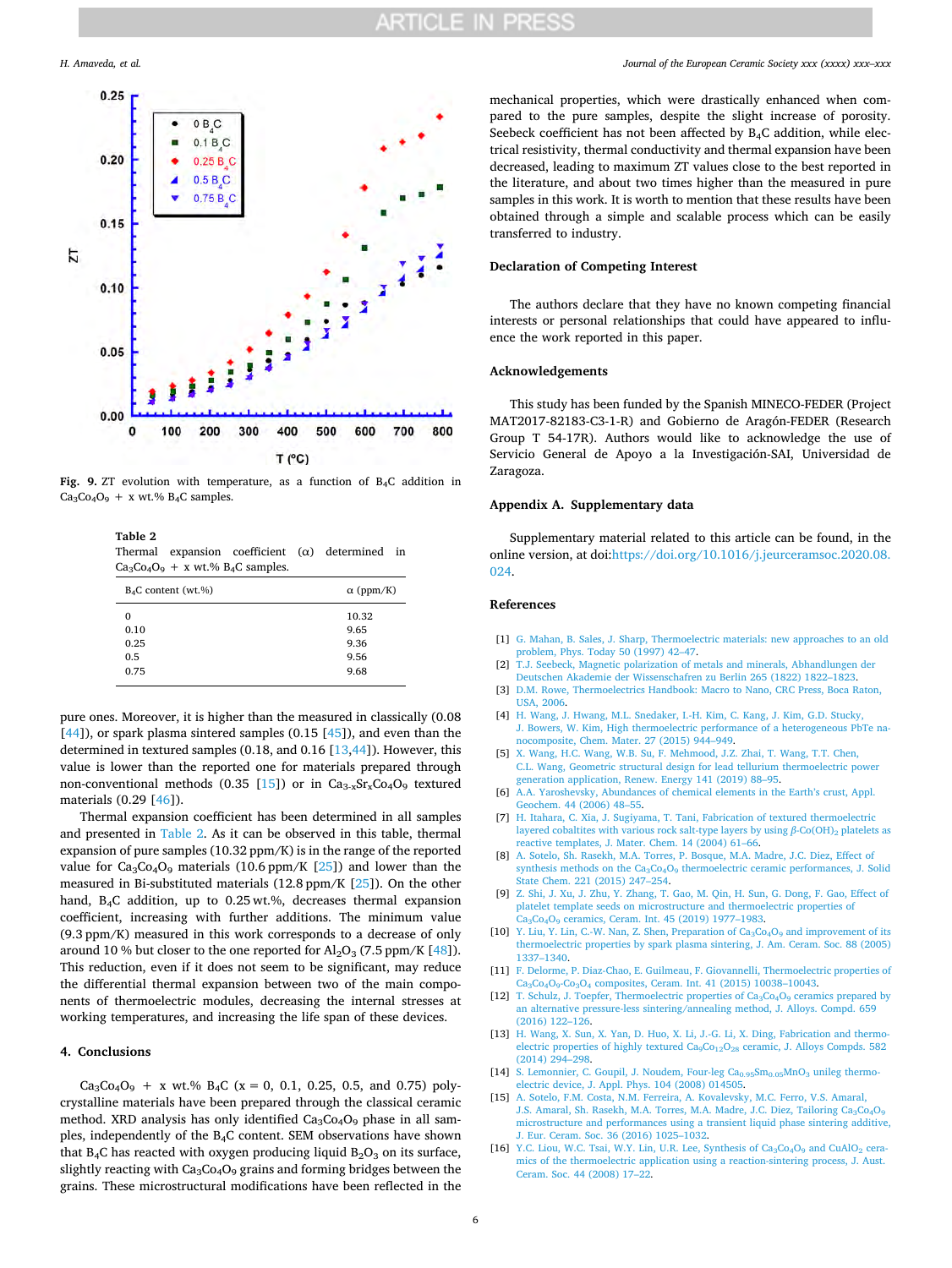Fig. 9. ZT evolution with temperature, as a function of $B_4C$ addition in $Ca_3Co_4O_9$ + x wt.% $B_4C$ samples.

Table 2
Thermal expansion coefficient (α) determined in $Ca_3Co_4O_9$ + x wt.% $B_4C$ samples.

| $B_4C$ content (wt.%) | α (ppm/K) |
|---|---|
| 0 | 10.32 |
| 0.10 | 9.65 |
| 0.25 | 9.36 |
| 0.5 | 9.56 |
| 0.75 | 9.68 |

pure ones. Moreover, it is higher than the measured in classically (0.08 [44]), or spark plasma sintered samples (0.15 [45]), and even than the determined in textured samples (0.18, and 0.16 [13,44]). However, this value is lower than the reported one for materials prepared through non-conventional methods (0.35 [15]) or in $Ca_{3-x}Sr_xCo_4O_9$ textured materials (0.29 [46]).

Thermal expansion coefficient has been determined in all samples and presented in Table 2. As it can be observed in this table, thermal expansion of pure samples (10.32 ppm/K) is in the range of the reported value for $Ca_3Co_4O_9$ materials (10.6 ppm/K [25]) and lower than the measured in Bi-substituted materials (12.8 ppm/K [25]). On the other hand, $B_4C$ addition, up to 0.25 wt.%, decreases thermal expansion coefficient, increasing with further additions. The minimum value (9.3 ppm/K) measured in this work corresponds to a decrease of only around 10 % but closer to the one reported for $Al_2O_3$ (7.5 ppm/K [48]). This reduction, even if it does not seem to be significant, may reduce the differential thermal expansion between two of the main components of thermoelectric modules, decreasing the internal stresses at working temperatures, and increasing the life span of these devices.

## 4. Conclusions

$Ca_3Co_4O_9$ + x wt.% $B_4C$ (x = 0, 0.1, 0.25, 0.5, and 0.75) polycrystalline materials have been prepared through the classical ceramic method. XRD analysis has only identified $Ca_3Co_4O_9$ phase in all samples, independently of the $B_4C$ content. SEM observations have shown that $B_4C$ has reacted with oxygen producing liquid $B_2O_3$ on its surface, slightly reacting with $Ca_3Co_4O_9$ grains and forming bridges between the grains. These microstructural modifications have been reflected in the mechanical properties, which were drastically enhanced when compared to the pure samples, despite the slight increase of porosity. Seebeck coefficient has not been affected by $B_4C$ addition, while electrical resistivity, thermal conductivity and thermal expansion have been decreased, leading to maximum ZT values close to the best reported in the literature, and about two times higher than the measured in pure samples in this work. It is worth to mention that these results have been obtained through a simple and scalable process which can be easily transferred to industry.

## Declaration of Competing Interest

The authors declare that they have no known competing financial interests or personal relationships that could have appeared to influence the work reported in this paper.

## Acknowledgements

This study has been funded by the Spanish MINECO-FEDER (Project MAT2017-82183-C3-1-R) and Gobierno de Aragón-FEDER (Research Group T 54-17R). Authors would like to acknowledge the use of Servicio General de Apoyo a la Investigación-SAI, Universidad de Zaragoza.

## Appendix A. Supplementary data

Supplementary material related to this article can be found, in the online version, at doi:https://doi.org/10.1016/j.jeurceramsoc.2020.08.024.

## References

[1] G. Mahan, B. Sales, J. Sharp, Thermoelectric materials: new approaches to an old problem, Phys. Today 50 (1997) 42–47.

[2] T.J. Seebeck, Magnetic polarization of metals and minerals, Abhandlungen der Deutschen Akademie der Wissenschafren zu Berlin 265 (1822) 1822–1823.

[3] D.M. Rowe, Thermoelectrics Handbook: Macro to Nano, CRC Press, Boca Raton, USA, 2006.

[4] H. Wang, J. Hwang, M.L. Snedaker, I.-H. Kim, C. Kang, J. Kim, G.D. Stucky, J. Bowers, W. Kim, High thermoelectric performance of a heterogeneous PbTe nanocomposite, Chem. Mater. 27 (2015) 944–949.

[5] X. Wang, H.C. Wang, W.B. Su, F. Mehmood, J.Z. Zhai, T. Wang, T.T. Chen, C.L. Wang, Geometric structural design for lead tellurium thermoelectric power generation application, Renew. Energy 141 (2019) 88–95.

[6] A.A. Yaroshevsky, Abundances of chemical elements in the Earth's crust, Appl. Geochem. 44 (2006) 48–55.

[7] H. Itahara, C. Xia, J. Sugiyama, T. Tani, Fabrication of textured thermoelectric layered cobaltites with various rock salt-type layers by using β-$Co(OH)_2$ platelets as reactive templates, J. Mater. Chem. 14 (2004) 61–66.

[8] A. Sotelo, Sh. Rasekh, M.A. Torres, P. Bosque, M.A. Madre, J.C. Diez, Effect of synthesis methods on the $Ca_3Co_4O_9$ thermoelectric ceramic performances, J. Solid State Chem. 221 (2015) 247–254.

[9] Z. Shi, J. Xu, J. Zhu, Y. Zhang, T. Gao, M. Qin, H. Sun, G. Dong, F. Gao, Effect of platelet template seeds on microstructure and thermoelectric properties of $Ca_3Co_4O_9$ ceramics, Ceram. Int. 45 (2019) 1977–1983.

[10] Y. Liu, Y. Lin, C.-W. Nan, Z. Shen, Preparation of $Ca_3Co_4O_9$ and improvement of its thermoelectric properties by spark plasma sintering, J. Am. Ceram. Soc. 88 (2005) 1337–1340.

[11] F. Delorme, P. Diaz-Chao, E. Guilmeau, F. Giovannelli, Thermoelectric properties of $Ca_3Co_4O_9$-$Co_3O_4$ composites, Ceram. Int. 41 (2015) 10038–10043.

[12] T. Schulz, J. Toepfer, Thermoelectric properties of $Ca_3Co_4O_9$ ceramics prepared by an alternative pressure-less sintering/annealing method, J. Alloys. Compd. 659 (2016) 122–126.

[13] H. Wang, X. Sun, X. Yan, D. Huo, X. Li, J.-G. Li, X. Ding, Fabrication and thermoelectric properties of highly textured $Ca_9Co_{12}O_{28}$ ceramic, J. Alloys Compds. 582 (2014) 294–298.

[14] S. Lemonnier, C. Goupil, J. Noudem, E. Guilmeau, Four-leg $Ca_{0.95}Sm_{0.05}MnO_3$ unileg thermoelectric device, J. Appl. Phys. 104 (2008) 014505.

[15] A. Sotelo, F.M. Costa, N.M. Ferreira, A. Kovalevsky, M.C. Ferro, V.S. Amaral, J.S. Amaral, Sh. Rasekh, M.A. Torres, M.A. Madre, J.C. Diez, Tailoring $Ca_3Co_4O_9$ microstructure and performances using a transient liquid phase sintering additive, J. Eur. Ceram. Soc. 36 (2016) 1025–1032.

[16] Y.C. Liou, W.C. Tsai, W.Y. Lin, U.R. Lee, Synthesis of $Ca_3Co_4O_9$ and $CuAlO_2$ ceramics of the thermoelectric application using a reaction-sintering process, J. Aust. Ceram. Soc. 44 (2008) 17–22.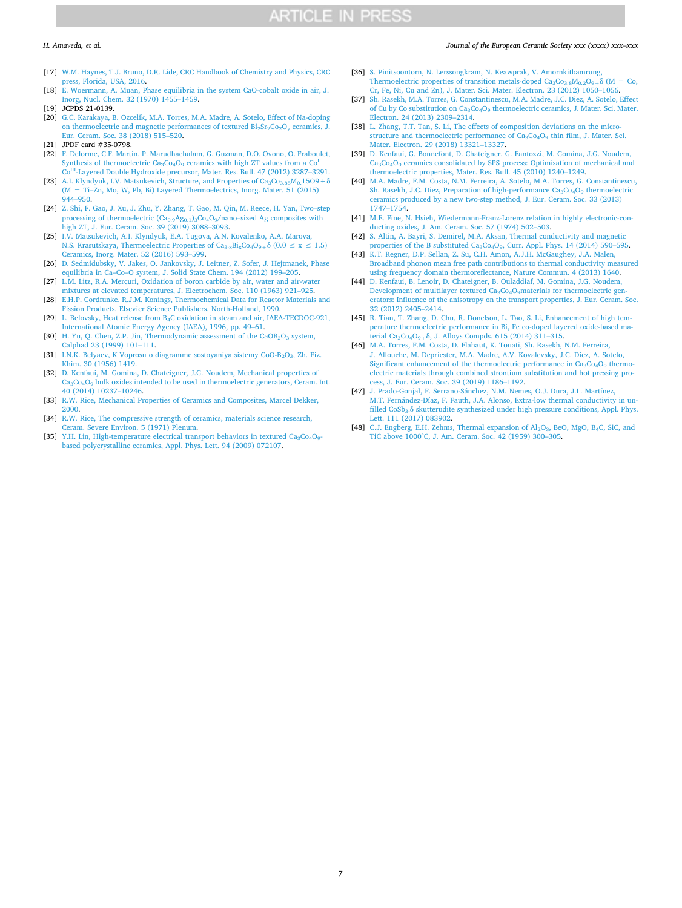[17] W.M. Haynes, T.J. Bruno, D.R. Lide, CRC Handbook of Chemistry and Physics, CRC press, Florida, USA, 2016.

[18] E. Woermann, A. Muan, Phase equilibria in the system CaO-cobalt oxide in air, J. Inorg, Nucl. Chem. 32 (1970) 1455–1459.

[19] JCPDS 21-0139.

[20] G.C. Karakaya, B. Ozcelik, M.A. Torres, M.A. Madre, A. Sotelo, Effect of Na-doping on thermoelectric and magnetic performances of textured $Bi_2Sr_2Co_2O_y$ ceramics, J. Eur. Ceram. Soc. 38 (2018) 515–520.

[21] JPDF card #35-0798.

[22] F. Delorme, C.F. Martin, P. Marudhachalam, G. Guzman, D.O. Ovono, O. Fraboulet, Synthesis of thermoelectric $Ca_3Co_4O_9$ ceramics with high ZT values from a $Co^{II}Co^{III}$-Layered Double Hydroxide precursor, Mater. Res. Bull. 47 (2012) 3287–3291.

[23] A.I. Klyndyuk, I.V. Matsukevich, Structure, and Properties of $Ca_3Co_{3.85}M_{0.15}O_{9+\delta}$ (M = Ti–Zn, Mo, W, Pb, Bi) Layered Thermoelectrics, Inorg. Mater. 51 (2015) 944–950.

[24] Z. Shi, F. Gao, J. Xu, J. Zhu, Y. Zhang, T. Gao, M. Qin, M. Reece, H. Yan, Two–step processing of thermoelectric $(Ca_{0.9}Ag_{0.1})_3Co_4O_9$/nano–sized Ag composites with high ZT, J. Eur. Ceram. Soc. 39 (2019) 3088–3093.

[25] I.V. Matsukevich, A.I. Klyndyuk, E.A. Tugova, A.N. Kovalenko, A.A. Marova, N.S. Krasutskaya, Thermoelectric Properties of $Ca_{3-x}Bi_xCo_4O_{9+\delta}$ ($0.0 \leq x \leq 1.5$) Ceramics, Inorg. Mater. 52 (2016) 593–599.

[26] D. Sedmidubsky, V. Jakes, O. Jankovsky, J. Leitner, Z. Sofer, J. Hejtmanek, Phase equilibria in Ca–Co–O system, J. Solid State Chem. 194 (2012) 199–205.

[27] L.M. Litz, R.A. Mercuri, Oxidation of boron carbide by air, water and air-water mixtures at elevated temperatures, J. Electrochem. Soc. 110 (1963) 921–925.

[28] E.H.P. Cordfunke, R.J.M. Konings, Thermochemical Data for Reactor Materials and Fission Products, Elsevier Science Publishers, North-Holland, 1990.

[29] L. Belovsky, Heat release from $B_4C$ oxidation in steam and air, IAEA-TECDOC-921, International Atomic Energy Agency (IAEA), 1996, pp. 49–61.

[30] H. Yu, Q. Chen, Z.P. Jin, Thermodynamic assessment of the $CaOB_2O_3$ system, Calphad 23 (1999) 101–111.

[31] I.N.K. Belyaev, K Voprosu o diagramme sostoyaniya sistemy CoO-$B_2O_3$, Zh. Fiz. Khim. 30 (1956) 1419.

[32] D. Kenfaui, M. Gomina, D. Chateigner, J.G. Noudem, Mechanical properties of $Ca_3Co_4O_9$ bulk oxides intended to be used in thermoelectric generators, Ceram. Int. 40 (2014) 10237–10246.

[33] R.W. Rice, Mechanical Properties of Ceramics and Composites, Marcel Dekker, 2000.

[34] R.W. Rice, The compressive strength of ceramics, materials science research, Ceram. Severe Environ. 5 (1971) Plenum.

[35] Y.H. Lin, High-temperature electrical transport behaviors in textured $Ca_3Co_4O_9$-based polycrystalline ceramics, Appl. Phys. Lett. 94 (2009) 072107.

[36] S. Pinitsoontorn, N. Lerssongkram, N. Keawprak, V. Amornkitbamrung, Thermoelectric properties of transition metals-doped $Ca_3Co_{3.8}M_{0.2}O_{9+\delta}$ (M = Co, Cr, Fe, Ni, Cu and Zn), J. Mater. Sci. Mater. Electron. 23 (2012) 1050–1056.

[37] Sh. Rasekh, M.A. Torres, G. Constantinescu, M.A. Madre, J.C. Diez, A. Sotelo, Effect of Cu by Co substitution on $Ca_3Co_4O_9$ thermoelectric ceramics, J. Mater. Sci. Mater. Electron. 24 (2013) 2309–2314.

[38] L. Zhang, T.T. Tan, S. Li, The effects of composition deviations on the micro-structure and thermoelectric performance of $Ca_3Co_4O_9$ thin film, J. Mater. Sci. Mater. Electron. 29 (2018) 13321–13327.

[39] D. Kenfaui, G. Bonnefont, D. Chateigner, G. Fantozzi, M. Gomina, J.G. Noudem, $Ca_3Co_4O_9$ ceramics consolidated by SPS process: Optimisation of mechanical and thermoelectric properties, Mater. Res. Bull. 45 (2010) 1240–1249.

[40] M.A. Madre, F.M. Costa, N.M. Ferreira, A. Sotelo, M.A. Torres, G. Constantinescu, Sh. Rasekh, J.C. Diez, Preparation of high-performance $Ca_3Co_4O_9$ thermoelectric ceramics produced by a new two-step method, J. Eur. Ceram. Soc. 33 (2013) 1747–1754.

[41] M.E. Fine, N. Hsieh, Wiedermann-Franz-Lorenz relation in highly electronic-conducting oxides, J. Am. Ceram. Soc. 57 (1974) 502–503.

[42] S. Altin, A. Bayri, S. Demirel, M.A. Aksan, Thermal conductivity and magnetic properties of the B substituted $Ca_3Co_4O_9$, Curr. Appl. Phys. 14 (2014) 590–595.

[43] K.T. Regner, D.P. Sellan, Z. Su, C.H. Amon, A.J.H. McGaughey, J.A. Malen, Broadband phonon mean free path contributions to thermal conductivity measured using frequency domain thermoreflectance, Nature Commun. 4 (2013) 1640.

[44] D. Kenfaui, B. Lenoir, D. Chateigner, B. Ouladdiaf, M. Gomina, J.G. Noudem, Development of multilayer textured $Ca_3Co_4O_9$materials for thermoelectric generators: Influence of the anisotropy on the transport properties, J. Eur. Ceram. Soc. 32 (2012) 2405–2414.

[45] R. Tian, T. Zhang, D. Chu, R. Donelson, L. Tao, S. Li, Enhancement of high temperature thermoelectric performance in Bi, Fe co-doped layered oxide-based material $Ca_3Co_4O_{9+\delta}$, J. Alloys Compds. 615 (2014) 311–315.

[46] M.A. Torres, F.M. Costa, D. Flahaut, K. Touati, Sh. Rasekh, N.M. Ferreira, J. Allouche, M. Depriester, M.A. Madre, A.V. Kovalevsky, J.C. Diez, A. Sotelo, Significant enhancement of the thermoelectric performance in $Ca_3Co_4O_9$ thermoelectric materials through combined strontium substitution and hot pressing process, J. Eur. Ceram. Soc. 39 (2019) 1186–1192.

[47] J. Prado-Gonjal, F. Serrano-Sánchez, N.M. Nemes, O.J. Dura, J.L. Martínez, M.T. Fernández-Díaz, F. Fauth, J.A. Alonso, Extra-low thermal conductivity in unfilled $CoSb_{3-\delta}$ skutterudite synthesized under high pressure conditions, Appl. Phys. Lett. 111 (2017) 083902.

[48] C.J. Engberg, E.H. Zehms, Thermal expansion of $Al_2O_3$, BeO, MgO, $B_4C$, SiC, and TiC above 1000°C, J. Am. Ceram. Soc. 42 (1959) 300–305.